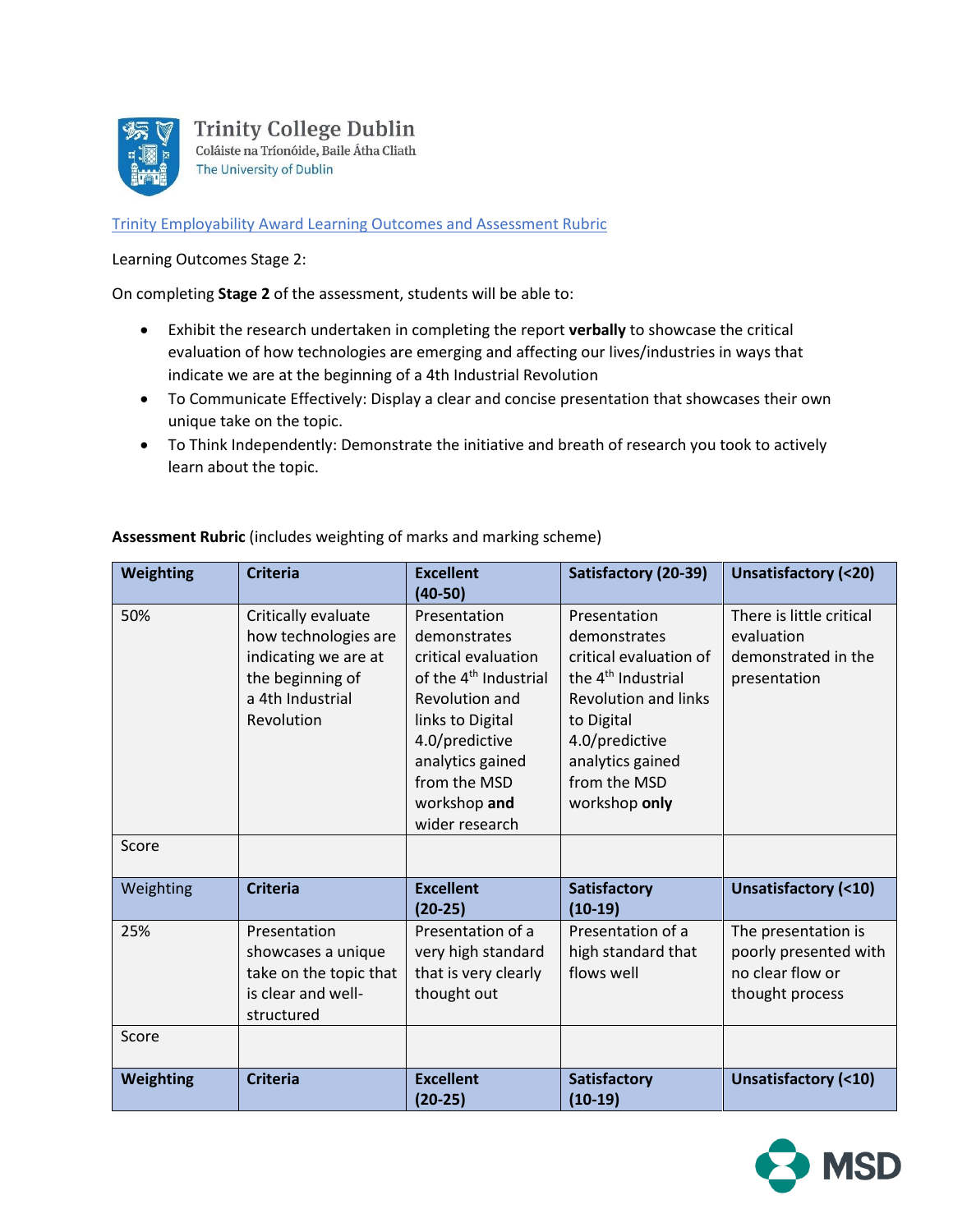Trinity College Dublin
Coláiste na Tríonóide, Baile Átha Cliath
The University of Dublin

[Trinity Employability Award Learning Outcomes and Assessment Rubric]

Learning Outcomes Stage 2:

On completing **Stage 2** of the assessment, students will be able to:

- Exhibit the research undertaken in completing the report **verbally** to showcase the critical evaluation of how technologies are emerging and affecting our lives/industries in ways that indicate we are at the beginning of a 4th Industrial Revolution
- To Communicate Effectively: Display a clear and concise presentation that showcases their own unique take on the topic.
- To Think Independently: Demonstrate the initiative and breath of research you took to actively learn about the topic.

**Assessment Rubric** (includes weighting of marks and marking scheme)

| **Weighting** | **Criteria** | **Excellent (40-50)** | **Satisfactory (20-39)** | **Unsatisfactory (<20)** |
|---|---|---|---|---|
| 50% | Critically evaluate how technologies are indicating we are at the beginning of a 4th Industrial Revolution | Presentation demonstrates critical evaluation of the 4th Industrial Revolution and links to Digital 4.0/predictive analytics gained from the MSD workshop **and** wider research | Presentation demonstrates critical evaluation of the 4th Industrial Revolution and links to Digital 4.0/predictive analytics gained from the MSD workshop **only** | There is little critical evaluation demonstrated in the presentation |
| Score | | | | |
| Weighting | **Criteria** | **Excellent (20-25)** | **Satisfactory (10-19)** | **Unsatisfactory (<10)** |
| 25% | Presentation showcases a unique take on the topic that is clear and well-structured | Presentation of a very high standard that is very clearly thought out | Presentation of a high standard that flows well | The presentation is poorly presented with no clear flow or thought process |
| Score | | | | |
| **Weighting** | **Criteria** | **Excellent (20-25)** | **Satisfactory (10-19)** | **Unsatisfactory (<10)** |

MSD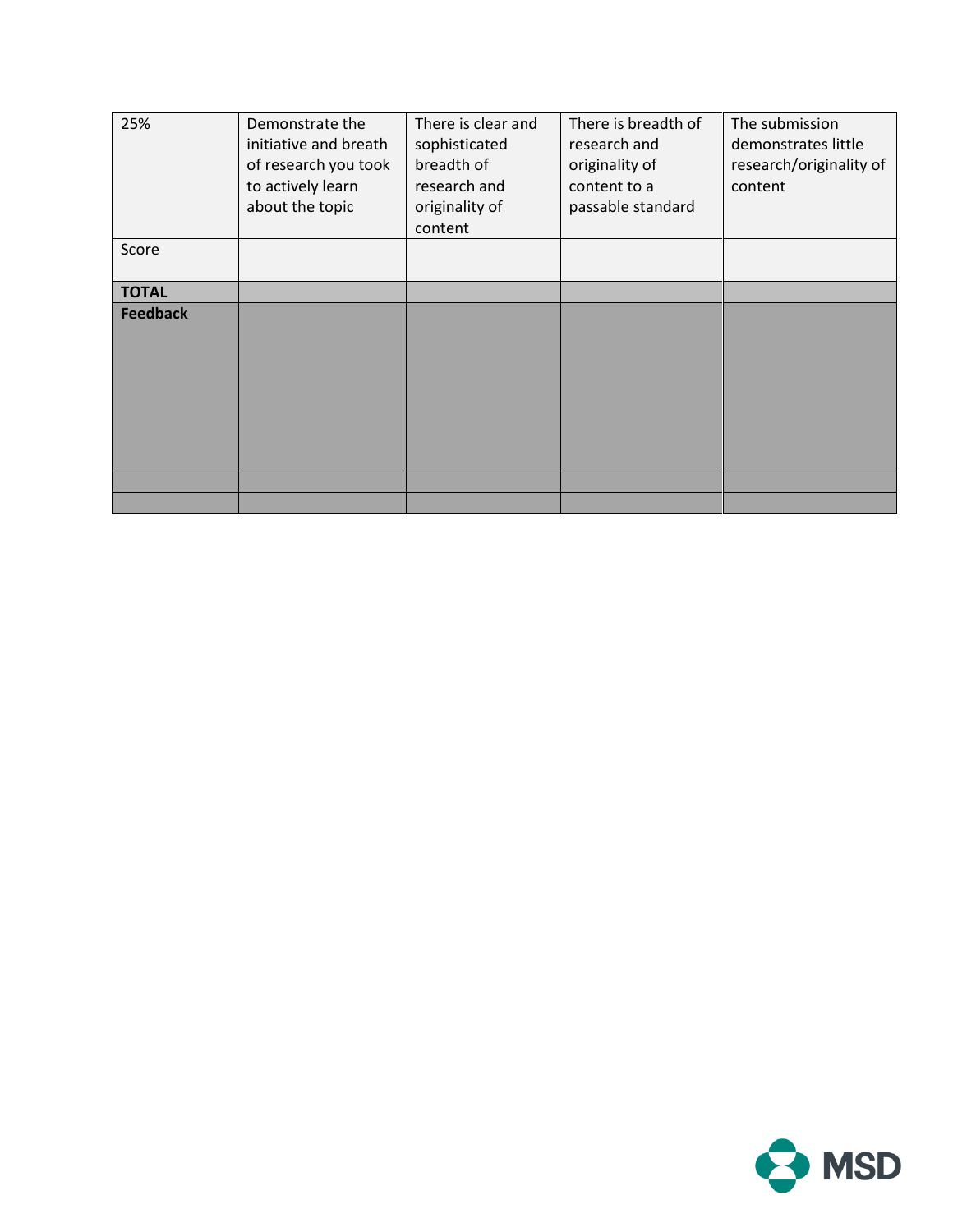| | | | | |
|---|---|---|---|---|
| 25% | Demonstrate the initiative and breath of research you took to actively learn about the topic | There is clear and sophisticated breadth of research and originality of content | There is breadth of research and originality of content to a passable standard | The submission demonstrates little research/originality of content |
| Score | | | | |
| **TOTAL** | | | | |
| **Feedback** | | | | |
| | | | | |
| | | | | |